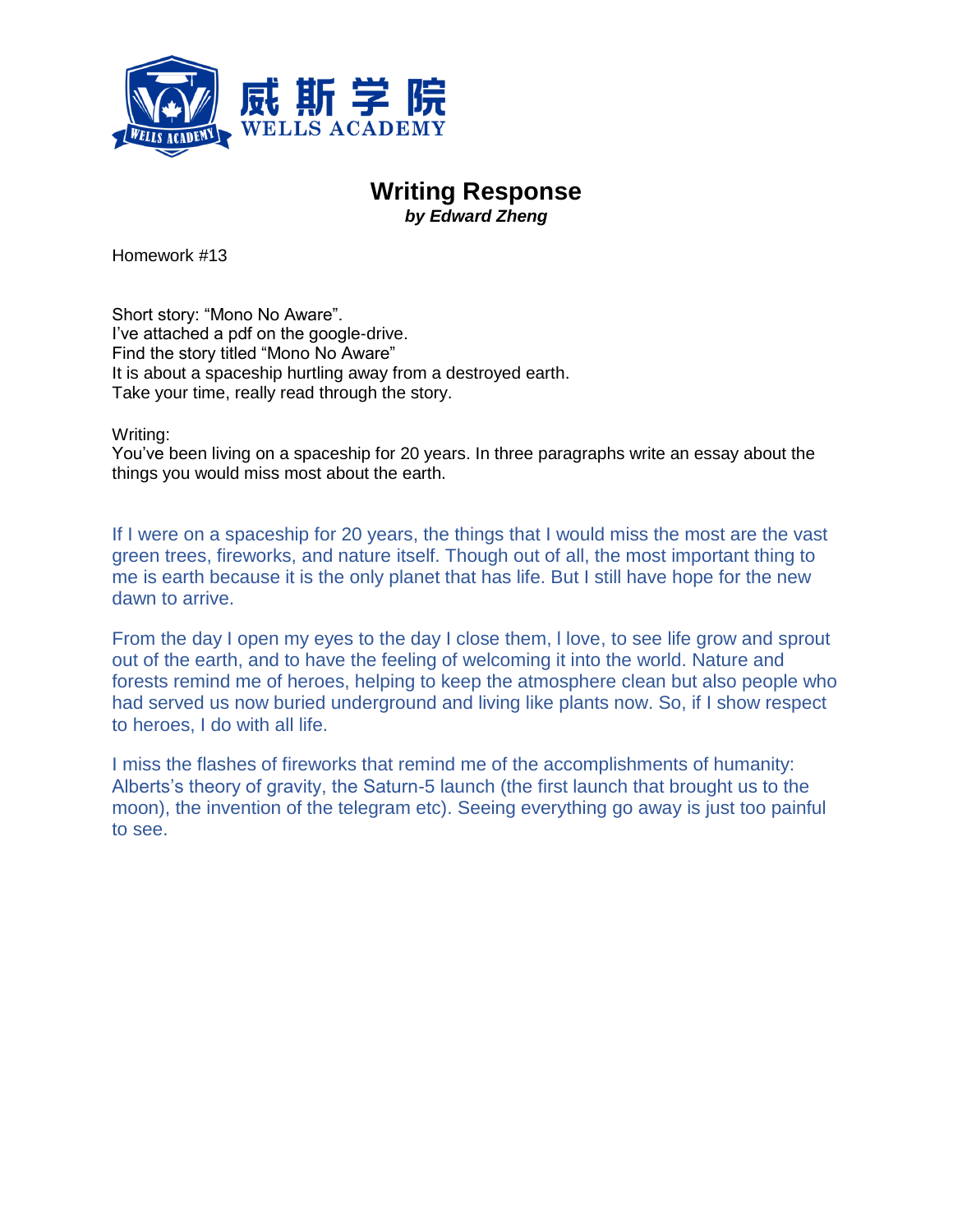威斯学院
WELLS ACADEMY

# Writing Response

***by Edward Zheng***

Homework #13

Short story: "Mono No Aware".
I've attached a pdf on the google-drive.
Find the story titled "Mono No Aware"
It is about a spaceship hurtling away from a destroyed earth.
Take your time, really read through the story.

Writing:
You've been living on a spaceship for 20 years. In three paragraphs write an essay about the things you would miss most about the earth.

If I were on a spaceship for 20 years, the things that I would miss the most are the vast green trees, fireworks, and nature itself. Though out of all, the most important thing to me is earth because it is the only planet that has life. But I still have hope for the new dawn to arrive.

From the day I open my eyes to the day I close them, I love, to see life grow and sprout out of the earth, and to have the feeling of welcoming it into the world. Nature and forests remind me of heroes, helping to keep the atmosphere clean but also people who had served us now buried underground and living like plants now. So, if I show respect to heroes, I do with all life.

I miss the flashes of fireworks that remind me of the accomplishments of humanity: Alberts's theory of gravity, the Saturn-5 launch (the first launch that brought us to the moon), the invention of the telegram etc). Seeing everything go away is just too painful to see.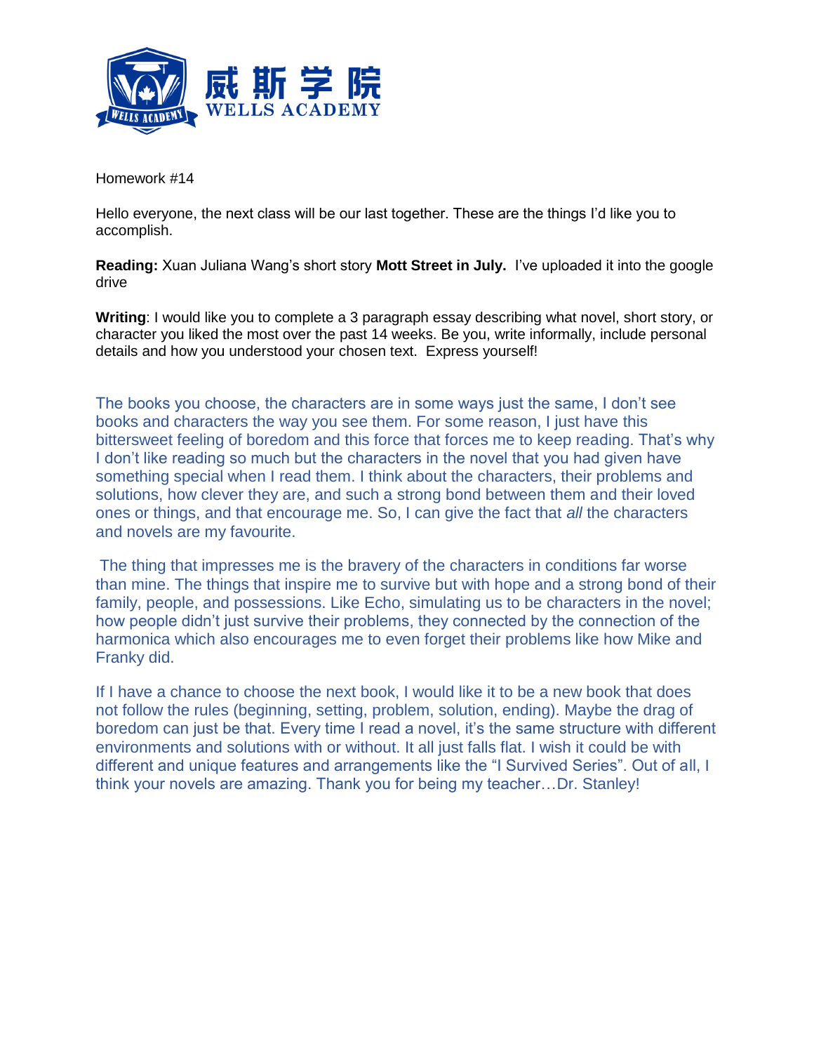威斯学院
WELLS ACADEMY

Homework #14

Hello everyone, the next class will be our last together. These are the things I'd like you to accomplish.

**Reading:** Xuan Juliana Wang's short story **Mott Street in July.** I've uploaded it into the google drive

**Writing**: I would like you to complete a 3 paragraph essay describing what novel, short story, or character you liked the most over the past 14 weeks. Be you, write informally, include personal details and how you understood your chosen text. Express yourself!

The books you choose, the characters are in some ways just the same, I don't see books and characters the way you see them. For some reason, I just have this bittersweet feeling of boredom and this force that forces me to keep reading. That's why I don't like reading so much but the characters in the novel that you had given have something special when I read them. I think about the characters, their problems and solutions, how clever they are, and such a strong bond between them and their loved ones or things, and that encourage me. So, I can give the fact that *all* the characters and novels are my favourite.

The thing that impresses me is the bravery of the characters in conditions far worse than mine. The things that inspire me to survive but with hope and a strong bond of their family, people, and possessions. Like Echo, simulating us to be characters in the novel; how people didn't just survive their problems, they connected by the connection of the harmonica which also encourages me to even forget their problems like how Mike and Franky did.

If I have a chance to choose the next book, I would like it to be a new book that does not follow the rules (beginning, setting, problem, solution, ending). Maybe the drag of boredom can just be that. Every time I read a novel, it's the same structure with different environments and solutions with or without. It all just falls flat. I wish it could be with different and unique features and arrangements like the "I Survived Series". Out of all, I think your novels are amazing. Thank you for being my teacher…Dr. Stanley!